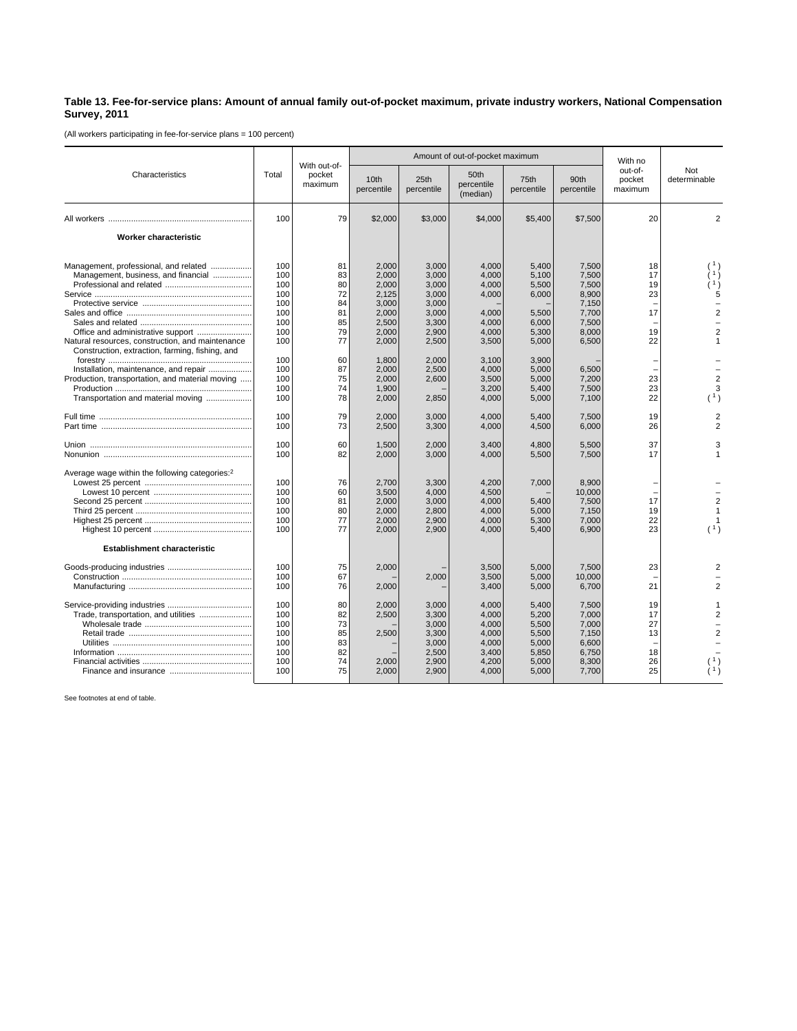**Table 13. Fee-for-service plans: Amount of annual family out-of-pocket maximum, private industry workers, National Compensation Survey, 2011**

(All workers participating in fee-for-service plans = 100 percent)

| Characteristics | Total | With out-of-pocket maximum | Amount of out-of-pocket maximum | | | | | With no out-of-pocket maximum | Not determinable |
|---|---|---|---|---|---|---|---|---|---|
| | | | 10th percentile | 25th percentile | 50th percentile (median) | 75th percentile | 90th percentile | | |
| All workers | 100 | 79 | $2,000 | $3,000 | $4,000 | $5,400 | $7,500 | 20 | 2 |
| **Worker characteristic** | | | | | | | | | |
| Management, professional, and related | 100 | 81 | 2,000 | 3,000 | 4,000 | 5,400 | 7,500 | 18 | ( 1 ) |
| Management, business, and financial | 100 | 83 | 2,000 | 3,000 | 4,000 | 5,100 | 7,500 | 17 | ( 1 ) |
| Professional and related | 100 | 80 | 2,000 | 3,000 | 4,000 | 5,500 | 7,500 | 19 | ( 1 ) |
| Service | 100 | 72 | 2,125 | 3,000 | 4,000 | 6,000 | 8,900 | 23 | 5 |
| Protective service | 100 | 84 | 3,000 | 3,000 | – | – | 7,150 | – | – |
| Sales and office | 100 | 81 | 2,000 | 3,000 | 4,000 | 5,500 | 7,700 | 17 | 2 |
| Sales and related | 100 | 85 | 2,500 | 3,300 | 4,000 | 6,000 | 7,500 | – | – |
| Office and administrative support | 100 | 79 | 2,000 | 2,900 | 4,000 | 5,300 | 8,000 | 19 | 2 |
| Natural resources, construction, and maintenance | 100 | 77 | 2,000 | 2,500 | 3,500 | 5,000 | 6,500 | 22 | 1 |
| Construction, extraction, farming, fishing, and forestry | 100 | 60 | 1,800 | 2,000 | 3,100 | 3,900 | – | – | – |
| Installation, maintenance, and repair | 100 | 87 | 2,000 | 2,500 | 4,000 | 5,000 | 6,500 | – | – |
| Production, transportation, and material moving | 100 | 75 | 2,000 | 2,600 | 3,500 | 5,000 | 7,200 | 23 | 2 |
| Production | 100 | 74 | 1,900 | – | 3,200 | 5,400 | 7,500 | 23 | 3 |
| Transportation and material moving | 100 | 78 | 2,000 | 2,850 | 4,000 | 5,000 | 7,100 | 22 | ( 1 ) |
| Full time | 100 | 79 | 2,000 | 3,000 | 4,000 | 5,400 | 7,500 | 19 | 2 |
| Part time | 100 | 73 | 2,500 | 3,300 | 4,000 | 4,500 | 6,000 | 26 | 2 |
| Union | 100 | 60 | 1,500 | 2,000 | 3,400 | 4,800 | 5,500 | 37 | 3 |
| Nonunion | 100 | 82 | 2,000 | 3,000 | 4,000 | 5,500 | 7,500 | 17 | 1 |
| Average wage within the following categories:[2] | | | | | | | | | |
| Lowest 25 percent | 100 | 76 | 2,700 | 3,300 | 4,200 | 7,000 | 8,900 | – | – |
| Lowest 10 percent | 100 | 60 | 3,500 | 4,000 | 4,500 | – | 10,000 | – | – |
| Second 25 percent | 100 | 81 | 2,000 | 3,000 | 4,000 | 5,400 | 7,500 | 17 | 2 |
| Third 25 percent | 100 | 80 | 2,000 | 2,800 | 4,000 | 5,000 | 7,150 | 19 | 1 |
| Highest 25 percent | 100 | 77 | 2,000 | 2,900 | 4,000 | 5,300 | 7,000 | 22 | 1 |
| Highest 10 percent | 100 | 77 | 2,000 | 2,900 | 4,000 | 5,400 | 6,900 | 23 | ( 1 ) |
| **Establishment characteristic** | | | | | | | | | |
| Goods-producing industries | 100 | 75 | 2,000 | – | 3,500 | 5,000 | 7,500 | 23 | 2 |
| Construction | 100 | 67 | – | 2,000 | 3,500 | 5,000 | 10,000 | – | – |
| Manufacturing | 100 | 76 | 2,000 | – | 3,400 | 5,000 | 6,700 | 21 | 2 |
| Service-providing industries | 100 | 80 | 2,000 | 3,000 | 4,000 | 5,400 | 7,500 | 19 | 1 |
| Trade, transportation, and utilities | 100 | 82 | 2,500 | 3,300 | 4,000 | 5,200 | 7,000 | 17 | 2 |
| Wholesale trade | 100 | 73 | – | 3,000 | 4,000 | 5,500 | 7,000 | 27 | – |
| Retail trade | 100 | 85 | 2,500 | 3,300 | 4,000 | 5,500 | 7,150 | 13 | 2 |
| Utilities | 100 | 83 | – | 3,000 | 4,000 | 5,000 | 6,600 | – | – |
| Information | 100 | 82 | – | 2,500 | 3,400 | 5,850 | 6,750 | 18 | – |
| Financial activities | 100 | 74 | 2,000 | 2,900 | 4,200 | 5,000 | 8,300 | 26 | ( 1 ) |
| Finance and insurance | 100 | 75 | 2,000 | 2,900 | 4,000 | 5,000 | 7,700 | 25 | ( 1 ) |

See footnotes at end of table.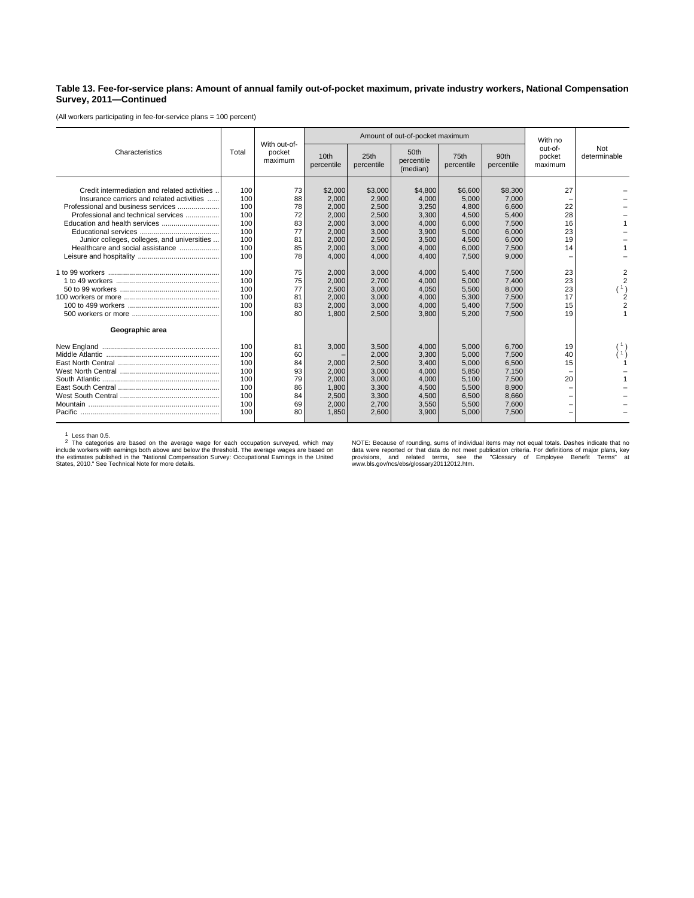**Table 13. Fee-for-service plans: Amount of annual family out-of-pocket maximum, private industry workers, National Compensation Survey, 2011—Continued**

(All workers participating in fee-for-service plans = 100 percent)

| Characteristics | Total | With out-of-pocket maximum | Amount of out-of-pocket maximum | | | | | With no out-of-pocket maximum | Not determinable |
|---|---|---|---|---|---|---|---|---|---|
| | | | 10th percentile | 25th percentile | 50th percentile (median) | 75th percentile | 90th percentile | | |
| Credit intermediation and related activities | 100 | 73 | $2,000 | $3,000 | $4,800 | $6,600 | $8,300 | 27 | – |
| Insurance carriers and related activities | 100 | 88 | 2,000 | 2,900 | 4,000 | 5,000 | 7,000 | – | – |
| Professional and business services | 100 | 78 | 2,000 | 2,500 | 3,250 | 4,800 | 6,600 | 22 | – |
| Professional and technical services | 100 | 72 | 2,000 | 2,500 | 3,300 | 4,500 | 5,400 | 28 | – |
| Education and health services | 100 | 83 | 2,000 | 3,000 | 4,000 | 6,000 | 7,500 | 16 | 1 |
| Educational services | 100 | 77 | 2,000 | 3,000 | 3,900 | 5,000 | 6,000 | 23 | – |
| Junior colleges, colleges, and universities | 100 | 81 | 2,000 | 2,500 | 3,500 | 4,500 | 6,000 | 19 | – |
| Healthcare and social assistance | 100 | 85 | 2,000 | 3,000 | 4,000 | 6,000 | 7,500 | 14 | 1 |
| Leisure and hospitality | 100 | 78 | 4,000 | 4,000 | 4,400 | 7,500 | 9,000 | – | – |
| 1 to 99 workers | 100 | 75 | 2,000 | 3,000 | 4,000 | 5,400 | 7,500 | 23 | 2 |
| 1 to 49 workers | 100 | 75 | 2,000 | 2,700 | 4,000 | 5,000 | 7,400 | 23 | 2 |
| 50 to 99 workers | 100 | 77 | 2,500 | 3,000 | 4,050 | 5,500 | 8,000 | 23 | ([1]) |
| 100 workers or more | 100 | 81 | 2,000 | 3,000 | 4,000 | 5,300 | 7,500 | 17 | 2 |
| 100 to 499 workers | 100 | 83 | 2,000 | 3,000 | 4,000 | 5,400 | 7,500 | 15 | 2 |
| 500 workers or more | 100 | 80 | 1,800 | 2,500 | 3,800 | 5,200 | 7,500 | 19 | 1 |
| **Geographic area** | | | | | | | | | |
| New England | 100 | 81 | 3,000 | 3,500 | 4,000 | 5,000 | 6,700 | 19 | ([1]) |
| Middle Atlantic | 100 | 60 | – | 2,000 | 3,300 | 5,000 | 7,500 | 40 | ([1]) |
| East North Central | 100 | 84 | 2,000 | 2,500 | 3,400 | 5,000 | 6,500 | 15 | 1 |
| West North Central | 100 | 93 | 2,000 | 3,000 | 4,000 | 5,850 | 7,150 | – | – |
| South Atlantic | 100 | 79 | 2,000 | 3,000 | 4,000 | 5,100 | 7,500 | 20 | 1 |
| East South Central | 100 | 86 | 1,800 | 3,300 | 4,500 | 5,500 | 8,900 | – | – |
| West South Central | 100 | 84 | 2,500 | 3,300 | 4,500 | 6,500 | 8,660 | – | – |
| Mountain | 100 | 69 | 2,000 | 2,700 | 3,550 | 5,500 | 7,600 | – | – |
| Pacific | 100 | 80 | 1,850 | 2,600 | 3,900 | 5,000 | 7,500 | – | – |

[1] Less than 0.5.

[2] The categories are based on the average wage for each occupation surveyed, which may include workers with earnings both above and below the threshold. The average wages are based on the estimates published in the "National Compensation Survey: Occupational Earnings in the United States, 2010." See Technical Note for more details.

NOTE: Because of rounding, sums of individual items may not equal totals. Dashes indicate that no data were reported or that data do not meet publication criteria. For definitions of major plans, key provisions, and related terms, see the "Glossary of Employee Benefit Terms" at www.bls.gov/ncs/ebs/glossary20112012.htm.